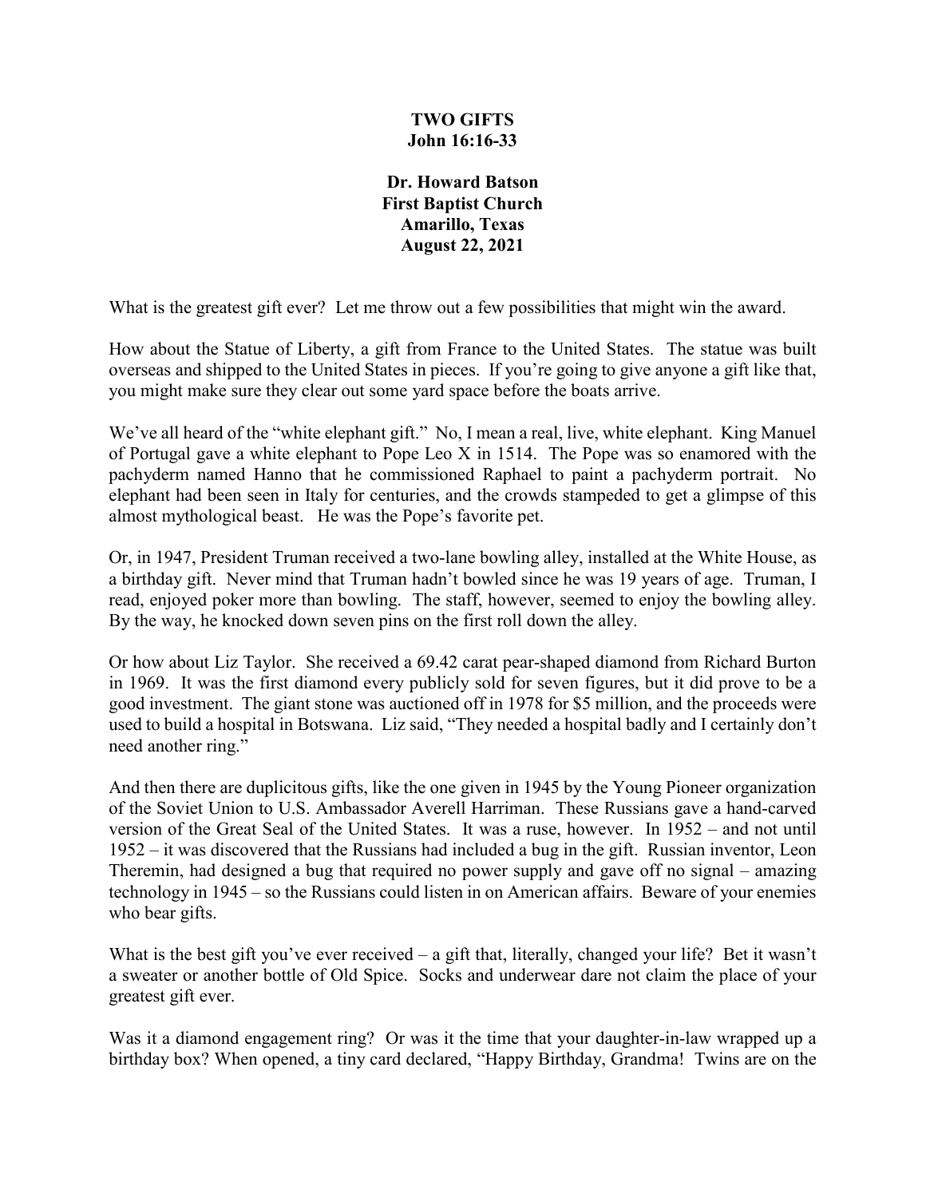**TWO GIFTS**
**John 16:16-33**

**Dr. Howard Batson**
**First Baptist Church**
**Amarillo, Texas**
**August 22, 2021**

What is the greatest gift ever? Let me throw out a few possibilities that might win the award.

How about the Statue of Liberty, a gift from France to the United States. The statue was built overseas and shipped to the United States in pieces. If you're going to give anyone a gift like that, you might make sure they clear out some yard space before the boats arrive.

We've all heard of the "white elephant gift." No, I mean a real, live, white elephant. King Manuel of Portugal gave a white elephant to Pope Leo X in 1514. The Pope was so enamored with the pachyderm named Hanno that he commissioned Raphael to paint a pachyderm portrait. No elephant had been seen in Italy for centuries, and the crowds stampeded to get a glimpse of this almost mythological beast. He was the Pope's favorite pet.

Or, in 1947, President Truman received a two-lane bowling alley, installed at the White House, as a birthday gift. Never mind that Truman hadn't bowled since he was 19 years of age. Truman, I read, enjoyed poker more than bowling. The staff, however, seemed to enjoy the bowling alley. By the way, he knocked down seven pins on the first roll down the alley.

Or how about Liz Taylor. She received a 69.42 carat pear-shaped diamond from Richard Burton in 1969. It was the first diamond every publicly sold for seven figures, but it did prove to be a good investment. The giant stone was auctioned off in 1978 for $5 million, and the proceeds were used to build a hospital in Botswana. Liz said, "They needed a hospital badly and I certainly don't need another ring."

And then there are duplicitous gifts, like the one given in 1945 by the Young Pioneer organization of the Soviet Union to U.S. Ambassador Averell Harriman. These Russians gave a hand-carved version of the Great Seal of the United States. It was a ruse, however. In 1952 – and not until 1952 – it was discovered that the Russians had included a bug in the gift. Russian inventor, Leon Theremin, had designed a bug that required no power supply and gave off no signal – amazing technology in 1945 – so the Russians could listen in on American affairs. Beware of your enemies who bear gifts.

What is the best gift you've ever received – a gift that, literally, changed your life? Bet it wasn't a sweater or another bottle of Old Spice. Socks and underwear dare not claim the place of your greatest gift ever.

Was it a diamond engagement ring? Or was it the time that your daughter-in-law wrapped up a birthday box? When opened, a tiny card declared, "Happy Birthday, Grandma! Twins are on the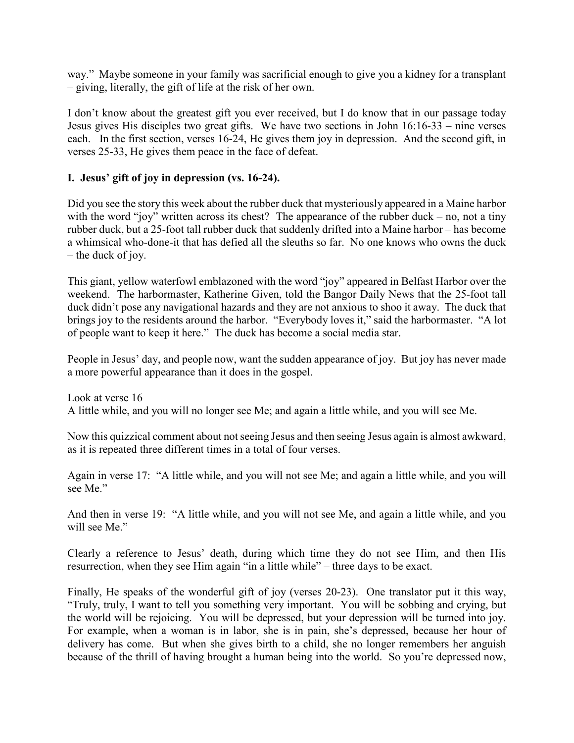way." Maybe someone in your family was sacrificial enough to give you a kidney for a transplant – giving, literally, the gift of life at the risk of her own.

I don't know about the greatest gift you ever received, but I do know that in our passage today Jesus gives His disciples two great gifts. We have two sections in John 16:16-33 – nine verses each. In the first section, verses 16-24, He gives them joy in depression. And the second gift, in verses 25-33, He gives them peace in the face of defeat.

## I. Jesus' gift of joy in depression (vs. 16-24).

Did you see the story this week about the rubber duck that mysteriously appeared in a Maine harbor with the word "joy" written across its chest? The appearance of the rubber duck – no, not a tiny rubber duck, but a 25-foot tall rubber duck that suddenly drifted into a Maine harbor – has become a whimsical who-done-it that has defied all the sleuths so far. No one knows who owns the duck – the duck of joy.

This giant, yellow waterfowl emblazoned with the word "joy" appeared in Belfast Harbor over the weekend. The harbormaster, Katherine Given, told the Bangor Daily News that the 25-foot tall duck didn't pose any navigational hazards and they are not anxious to shoo it away. The duck that brings joy to the residents around the harbor. "Everybody loves it," said the harbormaster. "A lot of people want to keep it here." The duck has become a social media star.

People in Jesus' day, and people now, want the sudden appearance of joy. But joy has never made a more powerful appearance than it does in the gospel.

Look at verse 16
A little while, and you will no longer see Me; and again a little while, and you will see Me.

Now this quizzical comment about not seeing Jesus and then seeing Jesus again is almost awkward, as it is repeated three different times in a total of four verses.

Again in verse 17: "A little while, and you will not see Me; and again a little while, and you will see Me."

And then in verse 19: "A little while, and you will not see Me, and again a little while, and you will see Me."

Clearly a reference to Jesus' death, during which time they do not see Him, and then His resurrection, when they see Him again "in a little while" – three days to be exact.

Finally, He speaks of the wonderful gift of joy (verses 20-23). One translator put it this way, "Truly, truly, I want to tell you something very important. You will be sobbing and crying, but the world will be rejoicing. You will be depressed, but your depression will be turned into joy. For example, when a woman is in labor, she is in pain, she's depressed, because her hour of delivery has come. But when she gives birth to a child, she no longer remembers her anguish because of the thrill of having brought a human being into the world. So you're depressed now,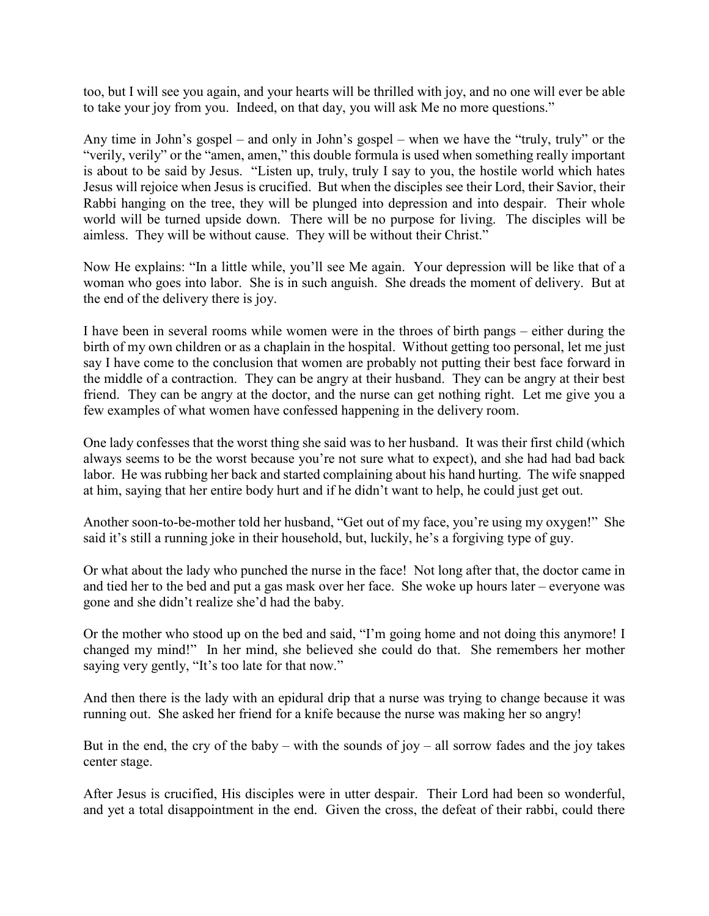too, but I will see you again, and your hearts will be thrilled with joy, and no one will ever be able to take your joy from you. Indeed, on that day, you will ask Me no more questions."

Any time in John's gospel – and only in John's gospel – when we have the "truly, truly" or the "verily, verily" or the "amen, amen," this double formula is used when something really important is about to be said by Jesus. "Listen up, truly, truly I say to you, the hostile world which hates Jesus will rejoice when Jesus is crucified. But when the disciples see their Lord, their Savior, their Rabbi hanging on the tree, they will be plunged into depression and into despair. Their whole world will be turned upside down. There will be no purpose for living. The disciples will be aimless. They will be without cause. They will be without their Christ."

Now He explains: "In a little while, you'll see Me again. Your depression will be like that of a woman who goes into labor. She is in such anguish. She dreads the moment of delivery. But at the end of the delivery there is joy.

I have been in several rooms while women were in the throes of birth pangs – either during the birth of my own children or as a chaplain in the hospital. Without getting too personal, let me just say I have come to the conclusion that women are probably not putting their best face forward in the middle of a contraction. They can be angry at their husband. They can be angry at their best friend. They can be angry at the doctor, and the nurse can get nothing right. Let me give you a few examples of what women have confessed happening in the delivery room.

One lady confesses that the worst thing she said was to her husband. It was their first child (which always seems to be the worst because you're not sure what to expect), and she had had bad back labor. He was rubbing her back and started complaining about his hand hurting. The wife snapped at him, saying that her entire body hurt and if he didn't want to help, he could just get out.

Another soon-to-be-mother told her husband, "Get out of my face, you're using my oxygen!" She said it's still a running joke in their household, but, luckily, he's a forgiving type of guy.

Or what about the lady who punched the nurse in the face! Not long after that, the doctor came in and tied her to the bed and put a gas mask over her face. She woke up hours later – everyone was gone and she didn't realize she'd had the baby.

Or the mother who stood up on the bed and said, "I'm going home and not doing this anymore! I changed my mind!" In her mind, she believed she could do that. She remembers her mother saying very gently, "It's too late for that now."

And then there is the lady with an epidural drip that a nurse was trying to change because it was running out. She asked her friend for a knife because the nurse was making her so angry!

But in the end, the cry of the baby – with the sounds of joy – all sorrow fades and the joy takes center stage.

After Jesus is crucified, His disciples were in utter despair. Their Lord had been so wonderful, and yet a total disappointment in the end. Given the cross, the defeat of their rabbi, could there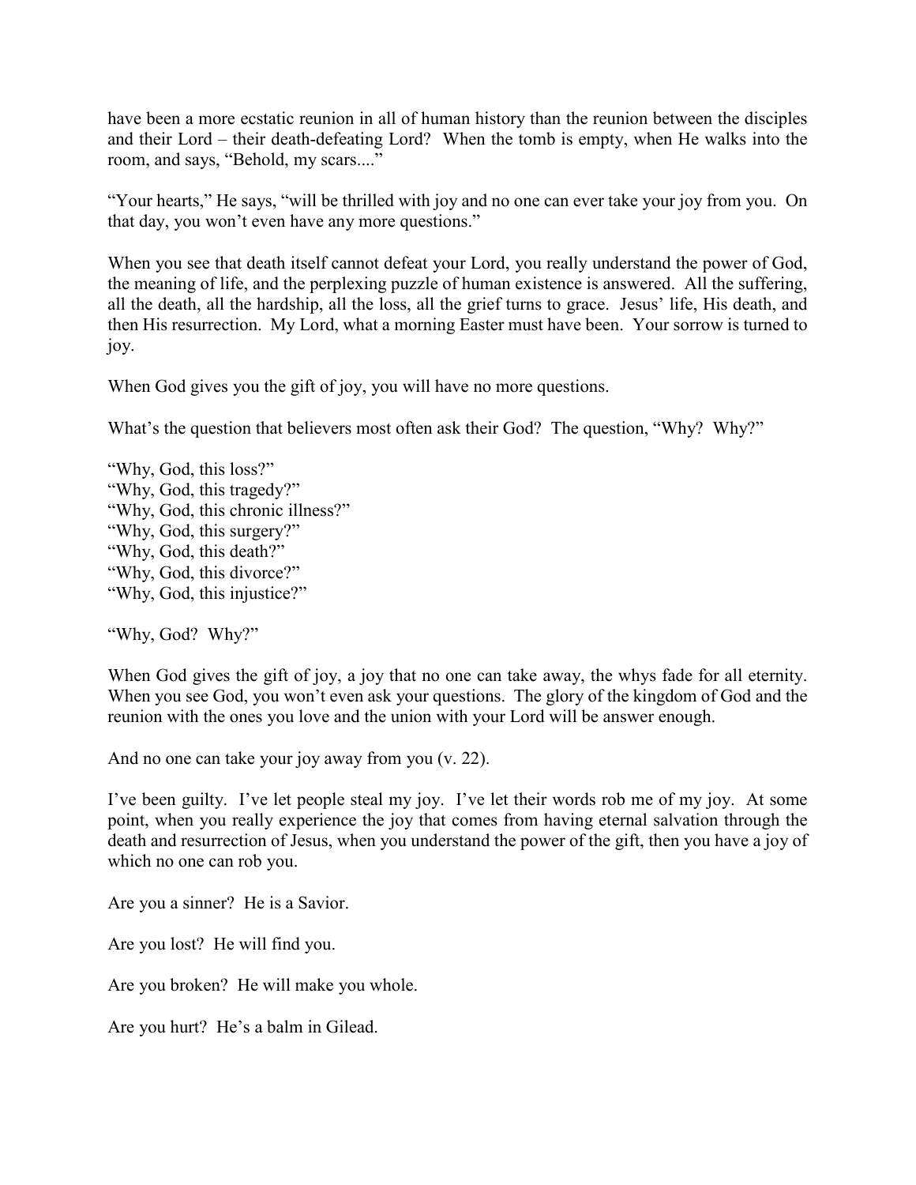have been a more ecstatic reunion in all of human history than the reunion between the disciples and their Lord – their death-defeating Lord? When the tomb is empty, when He walks into the room, and says, "Behold, my scars...."

"Your hearts," He says, "will be thrilled with joy and no one can ever take your joy from you. On that day, you won't even have any more questions."

When you see that death itself cannot defeat your Lord, you really understand the power of God, the meaning of life, and the perplexing puzzle of human existence is answered. All the suffering, all the death, all the hardship, all the loss, all the grief turns to grace. Jesus' life, His death, and then His resurrection. My Lord, what a morning Easter must have been. Your sorrow is turned to joy.

When God gives you the gift of joy, you will have no more questions.

What's the question that believers most often ask their God? The question, "Why? Why?"

"Why, God, this loss?"
"Why, God, this tragedy?"
"Why, God, this chronic illness?"
"Why, God, this surgery?"
"Why, God, this death?"
"Why, God, this divorce?"
"Why, God, this injustice?"

"Why, God? Why?"

When God gives the gift of joy, a joy that no one can take away, the whys fade for all eternity. When you see God, you won't even ask your questions. The glory of the kingdom of God and the reunion with the ones you love and the union with your Lord will be answer enough.

And no one can take your joy away from you (v. 22).

I've been guilty. I've let people steal my joy. I've let their words rob me of my joy. At some point, when you really experience the joy that comes from having eternal salvation through the death and resurrection of Jesus, when you understand the power of the gift, then you have a joy of which no one can rob you.

Are you a sinner? He is a Savior.

Are you lost? He will find you.

Are you broken? He will make you whole.

Are you hurt? He's a balm in Gilead.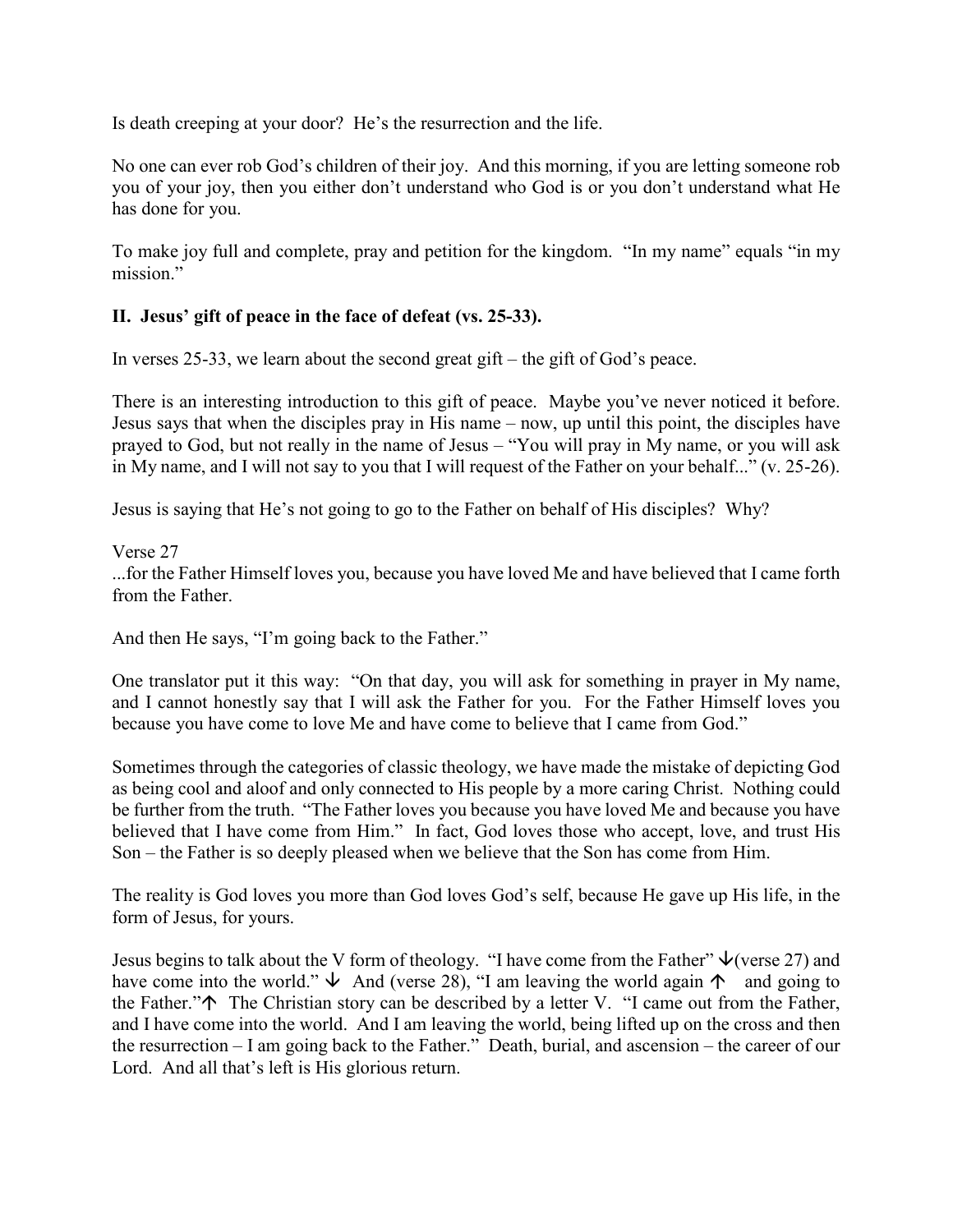Is death creeping at your door? He's the resurrection and the life.

No one can ever rob God's children of their joy. And this morning, if you are letting someone rob you of your joy, then you either don't understand who God is or you don't understand what He has done for you.

To make joy full and complete, pray and petition for the kingdom. "In my name" equals "in my mission."

**II. Jesus' gift of peace in the face of defeat (vs. 25-33).**

In verses 25-33, we learn about the second great gift – the gift of God's peace.

There is an interesting introduction to this gift of peace. Maybe you've never noticed it before. Jesus says that when the disciples pray in His name – now, up until this point, the disciples have prayed to God, but not really in the name of Jesus – "You will pray in My name, or you will ask in My name, and I will not say to you that I will request of the Father on your behalf..." (v. 25-26).

Jesus is saying that He's not going to go to the Father on behalf of His disciples? Why?

Verse 27
...for the Father Himself loves you, because you have loved Me and have believed that I came forth from the Father.

And then He says, "I'm going back to the Father."

One translator put it this way: "On that day, you will ask for something in prayer in My name, and I cannot honestly say that I will ask the Father for you. For the Father Himself loves you because you have come to love Me and have come to believe that I came from God."

Sometimes through the categories of classic theology, we have made the mistake of depicting God as being cool and aloof and only connected to His people by a more caring Christ. Nothing could be further from the truth. "The Father loves you because you have loved Me and because you have believed that I have come from Him." In fact, God loves those who accept, love, and trust His Son – the Father is so deeply pleased when we believe that the Son has come from Him.

The reality is God loves you more than God loves God's self, because He gave up His life, in the form of Jesus, for yours.

Jesus begins to talk about the V form of theology. "I have come from the Father" ↓(verse 27) and have come into the world." ↓ And (verse 28), "I am leaving the world again ↑ and going to the Father."↑ The Christian story can be described by a letter V. "I came out from the Father, and I have come into the world. And I am leaving the world, being lifted up on the cross and then the resurrection – I am going back to the Father." Death, burial, and ascension – the career of our Lord. And all that's left is His glorious return.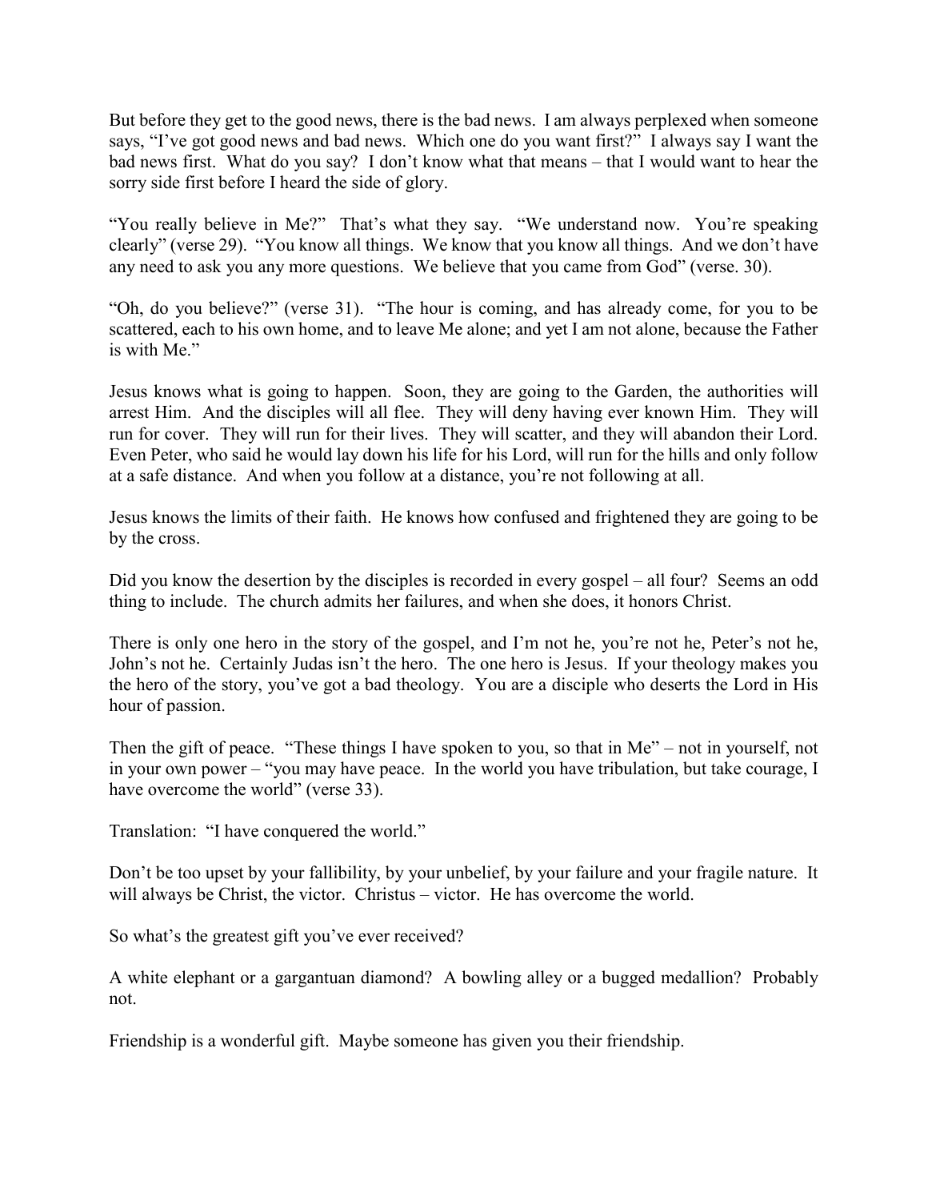But before they get to the good news, there is the bad news. I am always perplexed when someone says, "I've got good news and bad news. Which one do you want first?" I always say I want the bad news first. What do you say? I don't know what that means – that I would want to hear the sorry side first before I heard the side of glory.

"You really believe in Me?" That's what they say. "We understand now. You're speaking clearly" (verse 29). "You know all things. We know that you know all things. And we don't have any need to ask you any more questions. We believe that you came from God" (verse. 30).

"Oh, do you believe?" (verse 31). "The hour is coming, and has already come, for you to be scattered, each to his own home, and to leave Me alone; and yet I am not alone, because the Father is with Me."

Jesus knows what is going to happen. Soon, they are going to the Garden, the authorities will arrest Him. And the disciples will all flee. They will deny having ever known Him. They will run for cover. They will run for their lives. They will scatter, and they will abandon their Lord. Even Peter, who said he would lay down his life for his Lord, will run for the hills and only follow at a safe distance. And when you follow at a distance, you're not following at all.

Jesus knows the limits of their faith. He knows how confused and frightened they are going to be by the cross.

Did you know the desertion by the disciples is recorded in every gospel – all four? Seems an odd thing to include. The church admits her failures, and when she does, it honors Christ.

There is only one hero in the story of the gospel, and I'm not he, you're not he, Peter's not he, John's not he. Certainly Judas isn't the hero. The one hero is Jesus. If your theology makes you the hero of the story, you've got a bad theology. You are a disciple who deserts the Lord in His hour of passion.

Then the gift of peace. "These things I have spoken to you, so that in Me" – not in yourself, not in your own power – "you may have peace. In the world you have tribulation, but take courage, I have overcome the world" (verse 33).

Translation: "I have conquered the world."

Don't be too upset by your fallibility, by your unbelief, by your failure and your fragile nature. It will always be Christ, the victor. Christus – victor. He has overcome the world.

So what's the greatest gift you've ever received?

A white elephant or a gargantuan diamond? A bowling alley or a bugged medallion? Probably not.

Friendship is a wonderful gift. Maybe someone has given you their friendship.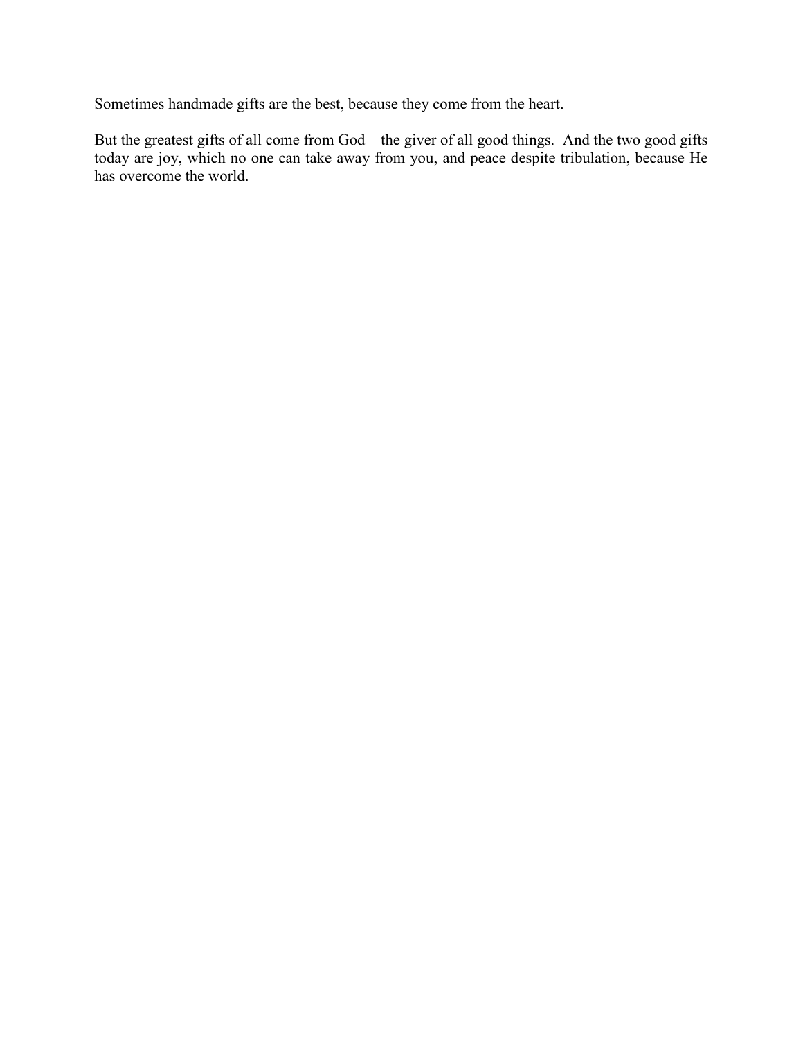Sometimes handmade gifts are the best, because they come from the heart.

But the greatest gifts of all come from God – the giver of all good things. And the two good gifts today are joy, which no one can take away from you, and peace despite tribulation, because He has overcome the world.